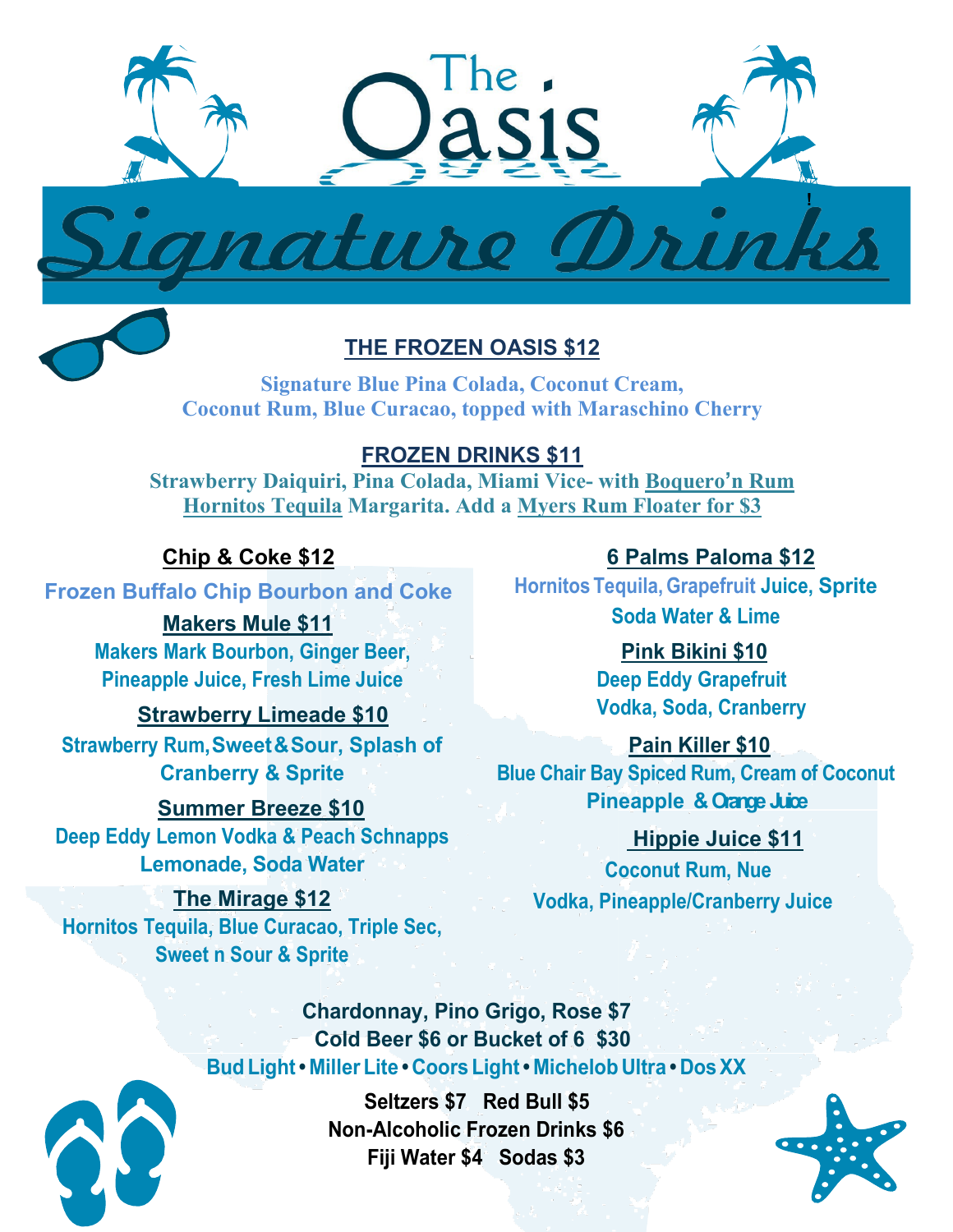# The Oasis

## Signature Drinks

### THE FROZEN OASIS $12

Signature Blue Pina Colada, Coconut Cream, Coconut Rum, Blue Curacao, topped with Maraschino Cherry

### FROZEN DRINKS $11

Strawberry Daiquiri, Pina Colada, Miami Vice- with Boquero'n Rum
Hornitos Tequila Margarita. Add a Myers Rum Floater for $3

### Chip & Coke $12

Frozen Buffalo Chip Bourbon and Coke

### Makers Mule $11

Makers Mark Bourbon, Ginger Beer, Pineapple Juice, Fresh Lime Juice

### Strawberry Limeade $10

Strawberry Rum, Sweet & Sour, Splash of Cranberry & Sprite

### Summer Breeze $10

Deep Eddy Lemon Vodka & Peach Schnapps Lemonade, Soda Water

### The Mirage $12

Hornitos Tequila, Blue Curacao, Triple Sec, Sweet n Sour & Sprite

### 6 Palms Paloma $12

Hornitos Tequila, Grapefruit Juice, Sprite Soda Water & Lime

### Pink Bikini $10

Deep Eddy Grapefruit Vodka, Soda, Cranberry

### Pain Killer $10

Blue Chair Bay Spiced Rum, Cream of Coconut Pineapple & Orange Juice

### Hippie Juice $11

Coconut Rum, Nue Vodka, Pineapple/Cranberry Juice

**Chardonnay, Pino Grigo, Rose $7**
**Cold Beer $6 or Bucket of 6 $30**

Bud Light • Miller Lite • Coors Light • Michelob Ultra • Dos XX

**Seltzers $7 Red Bull $5**
**Non-Alcoholic Frozen Drinks $6**
**Fiji Water $4 Sodas $3**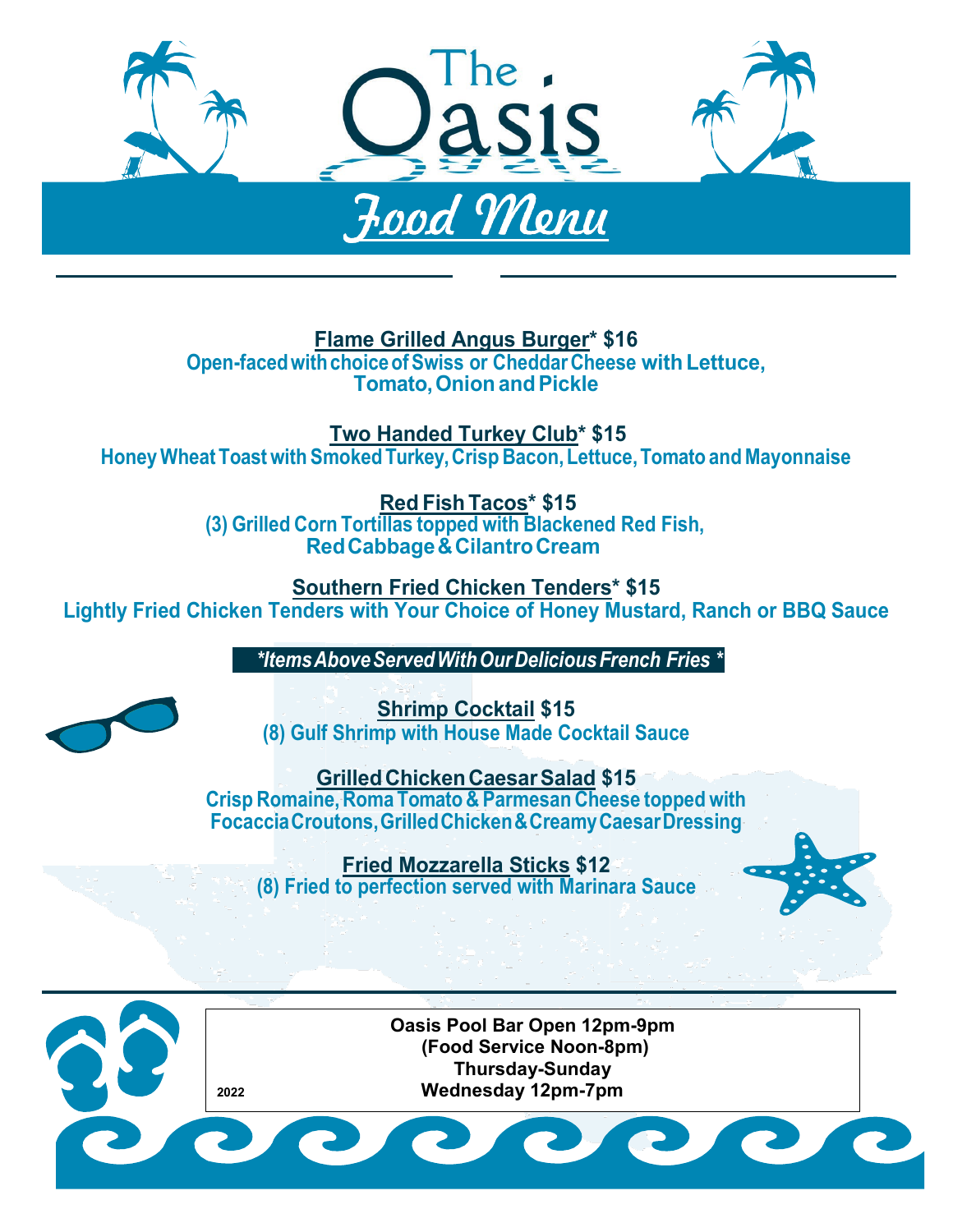# The Oasis

## Food Menu

**Flame Grilled Angus Burger* $16**
Open-faced with choice of Swiss or Cheddar Cheese with Lettuce, Tomato, Onion and Pickle

**Two Handed Turkey Club* $15**
Honey Wheat Toast with Smoked Turkey, Crisp Bacon, Lettuce, Tomato and Mayonnaise

**Red Fish Tacos* $15**
(3) Grilled Corn Tortillas topped with Blackened Red Fish, Red Cabbage & Cilantro Cream

**Southern Fried Chicken Tenders* $15**
Lightly Fried Chicken Tenders with Your Choice of Honey Mustard, Ranch or BBQ Sauce

*\*Items Above Served With Our Delicious French Fries \**

**Shrimp Cocktail $15**
(8) Gulf Shrimp with House Made Cocktail Sauce

**Grilled Chicken Caesar Salad $15**
Crisp Romaine, Roma Tomato & Parmesan Cheese topped with Focaccia Croutons, Grilled Chicken & Creamy Caesar Dressing

**Fried Mozzarella Sticks $12**
(8) Fried to perfection served with Marinara Sauce

**Oasis Pool Bar Open 12pm-9pm**
**(Food Service Noon-8pm)**
**Thursday-Sunday**
**Wednesday 12pm-7pm**

2022